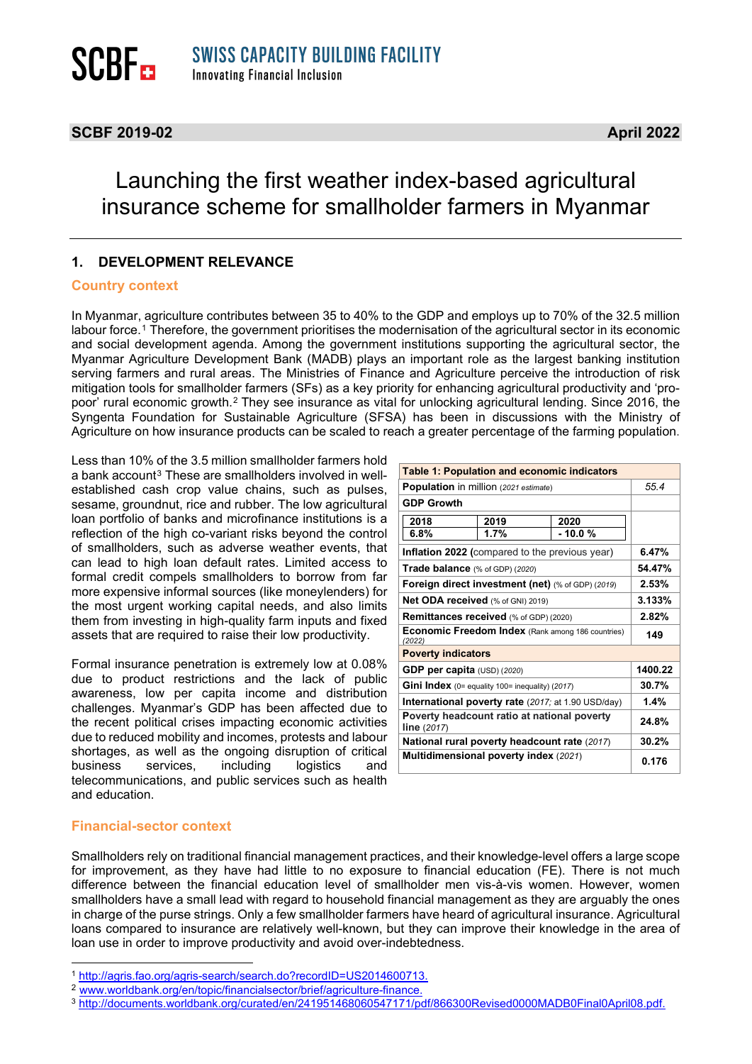SCBF – SWISS CAPACITY BUILDING FACILITY – Innovating Financial Inclusion

**SCBF 2019-02** | **April 2022**

# Launching the first weather index-based agricultural insurance scheme for smallholder farmers in Myanmar

## 1. DEVELOPMENT RELEVANCE

### Country context

In Myanmar, agriculture contributes between 35 to 40% to the GDP and employs up to 70% of the 32.5 million labour force.[1] Therefore, the government prioritises the modernisation of the agricultural sector in its economic and social development agenda. Among the government institutions supporting the agricultural sector, the Myanmar Agriculture Development Bank (MADB) plays an important role as the largest banking institution serving farmers and rural areas. The Ministries of Finance and Agriculture perceive the introduction of risk mitigation tools for smallholder farmers (SFs) as a key priority for enhancing agricultural productivity and 'pro-poor' rural economic growth.[2] They see insurance as vital for unlocking agricultural lending. Since 2016, the Syngenta Foundation for Sustainable Agriculture (SFSA) has been in discussions with the Ministry of Agriculture on how insurance products can be scaled to reach a greater percentage of the farming population.

Less than 10% of the 3.5 million smallholder farmers hold a bank account[3] These are smallholders involved in well-established cash crop value chains, such as pulses, sesame, groundnut, rice and rubber. The low agricultural loan portfolio of banks and microfinance institutions is a reflection of the high co-variant risks beyond the control of smallholders, such as adverse weather events, that can lead to high loan default rates. Limited access to formal credit compels smallholders to borrow from far more expensive informal sources (like moneylenders) for the most urgent working capital needs, and also limits them from investing in high-quality farm inputs and fixed assets that are required to raise their low productivity.

Formal insurance penetration is extremely low at 0.08% due to product restrictions and the lack of public awareness, low per capita income and distribution challenges. Myanmar's GDP has been affected due to the recent political crises impacting economic activities due to reduced mobility and incomes, protests and labour shortages, as well as the ongoing disruption of critical business services, including logistics and telecommunications, and public services such as health and education.

| **Table 1: Population and economic indicators** | |
|---|---|
| **Population** in million (*2021 estimate*) | *55.4* |
| **GDP Growth** 2018: 6.8%; 2019: 1.7%; 2020: - 10.0 % | |
| **Inflation 2022** (compared to the previous year) | **6.47%** |
| **Trade balance** (% of GDP) (*2020*) | **54.47%** |
| **Foreign direct investment (net)** (% of GDP) (*2019*) | **2.53%** |
| **Net ODA received** (% of GNI) 2019) | **3.133%** |
| **Remittances received** (% of GDP) (2020) | **2.82%** |
| **Economic Freedom Index** (Rank among 186 countries) (*2022*) | **149** |
| **Poverty indicators** | |
| **GDP per capita** (USD) (*2020*) | **1400.22** |
| **Gini Index** (0= equality 100= inequality) (*2017*) | **30.7%** |
| **International poverty rate** (*2017*; at 1.90 USD/day) | **1.4%** |
| **Poverty headcount ratio at national poverty line** (*2017*) | **24.8%** |
| **National rural poverty headcount rate** (*2017*) | **30.2%** |
| **Multidimensional poverty index** (*2021*) | **0.176** |

### Financial-sector context

Smallholders rely on traditional financial management practices, and their knowledge-level offers a large scope for improvement, as they have had little to no exposure to financial education (FE). There is not much difference between the financial education level of smallholder men vis-à-vis women. However, women smallholders have a small lead with regard to household financial management as they are arguably the ones in charge of the purse strings. Only a few smallholder farmers have heard of agricultural insurance. Agricultural loans compared to insurance are relatively well-known, but they can improve their knowledge in the area of loan use in order to improve productivity and avoid over-indebtedness.

---

[1] http://agris.fao.org/agris-search/search.do?recordID=US2014600713.

[2] www.worldbank.org/en/topic/financialsector/brief/agriculture-finance.

[3] http://documents.worldbank.org/curated/en/241951468060547171/pdf/866300Revised0000MADB0Final0April08.pdf.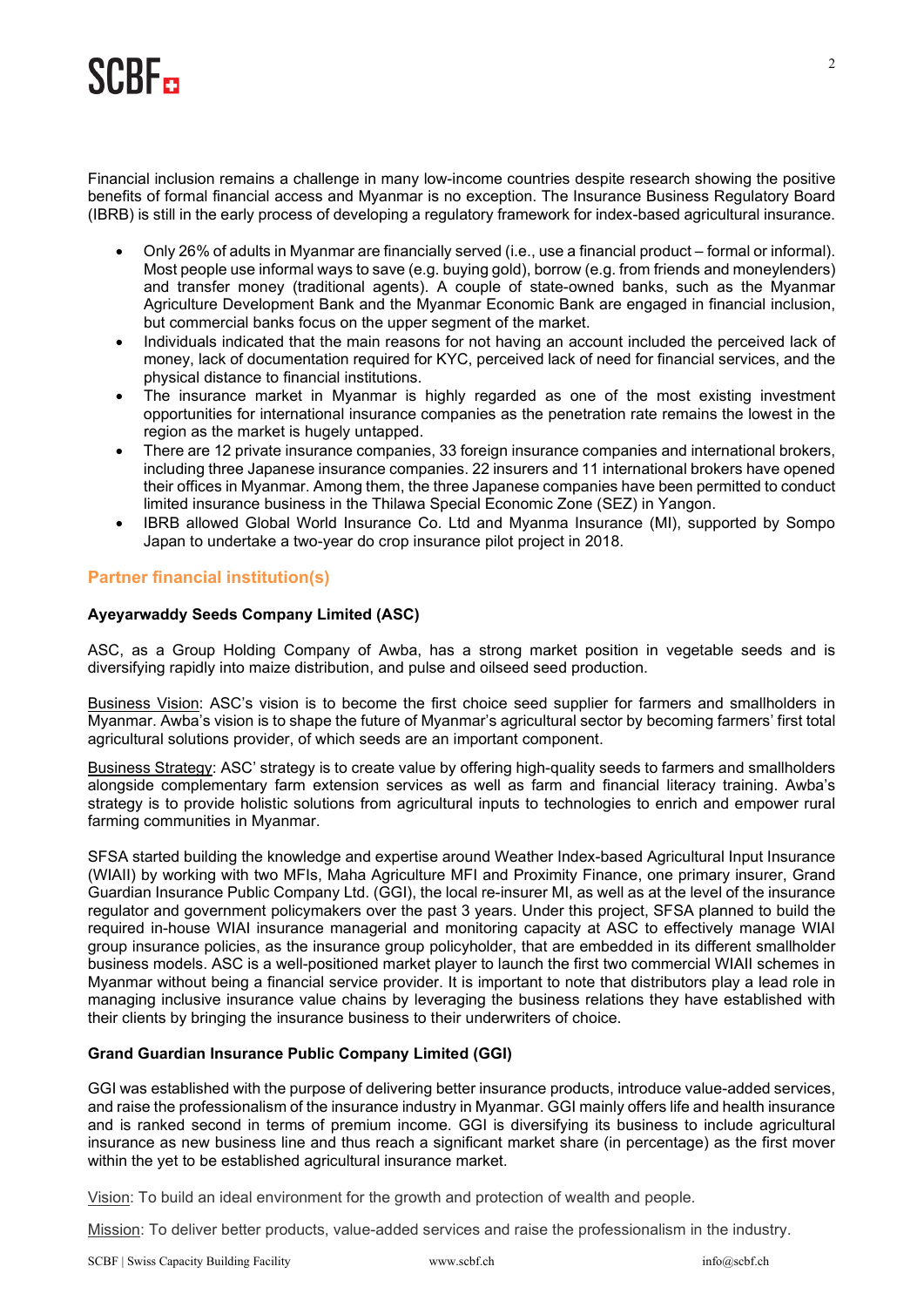Financial inclusion remains a challenge in many low-income countries despite research showing the positive benefits of formal financial access and Myanmar is no exception. The Insurance Business Regulatory Board (IBRB) is still in the early process of developing a regulatory framework for index-based agricultural insurance.

- Only 26% of adults in Myanmar are financially served (i.e., use a financial product – formal or informal). Most people use informal ways to save (e.g. buying gold), borrow (e.g. from friends and moneylenders) and transfer money (traditional agents). A couple of state-owned banks, such as the Myanmar Agriculture Development Bank and the Myanmar Economic Bank are engaged in financial inclusion, but commercial banks focus on the upper segment of the market.
- Individuals indicated that the main reasons for not having an account included the perceived lack of money, lack of documentation required for KYC, perceived lack of need for financial services, and the physical distance to financial institutions.
- The insurance market in Myanmar is highly regarded as one of the most existing investment opportunities for international insurance companies as the penetration rate remains the lowest in the region as the market is hugely untapped.
- There are 12 private insurance companies, 33 foreign insurance companies and international brokers, including three Japanese insurance companies. 22 insurers and 11 international brokers have opened their offices in Myanmar. Among them, the three Japanese companies have been permitted to conduct limited insurance business in the Thilawa Special Economic Zone (SEZ) in Yangon.
- IBRB allowed Global World Insurance Co. Ltd and Myanma Insurance (MI), supported by Sompo Japan to undertake a two-year do crop insurance pilot project in 2018.

## Partner financial institution(s)

**Ayeyarwaddy Seeds Company Limited (ASC)**

ASC, as a Group Holding Company of Awba, has a strong market position in vegetable seeds and is diversifying rapidly into maize distribution, and pulse and oilseed seed production.

Business Vision: ASC's vision is to become the first choice seed supplier for farmers and smallholders in Myanmar. Awba's vision is to shape the future of Myanmar's agricultural sector by becoming farmers' first total agricultural solutions provider, of which seeds are an important component.

Business Strategy: ASC' strategy is to create value by offering high-quality seeds to farmers and smallholders alongside complementary farm extension services as well as farm and financial literacy training. Awba's strategy is to provide holistic solutions from agricultural inputs to technologies to enrich and empower rural farming communities in Myanmar.

SFSA started building the knowledge and expertise around Weather Index-based Agricultural Input Insurance (WIAII) by working with two MFIs, Maha Agriculture MFI and Proximity Finance, one primary insurer, Grand Guardian Insurance Public Company Ltd. (GGI), the local re-insurer MI, as well as at the level of the insurance regulator and government policymakers over the past 3 years. Under this project, SFSA planned to build the required in-house WIAI insurance managerial and monitoring capacity at ASC to effectively manage WIAI group insurance policies, as the insurance group policyholder, that are embedded in its different smallholder business models. ASC is a well-positioned market player to launch the first two commercial WIAII schemes in Myanmar without being a financial service provider. It is important to note that distributors play a lead role in managing inclusive insurance value chains by leveraging the business relations they have established with their clients by bringing the insurance business to their underwriters of choice.

**Grand Guardian Insurance Public Company Limited (GGI)**

GGI was established with the purpose of delivering better insurance products, introduce value-added services, and raise the professionalism of the insurance industry in Myanmar. GGI mainly offers life and health insurance and is ranked second in terms of premium income. GGI is diversifying its business to include agricultural insurance as new business line and thus reach a significant market share (in percentage) as the first mover within the yet to be established agricultural insurance market.

Vision: To build an ideal environment for the growth and protection of wealth and people.

Mission: To deliver better products, value-added services and raise the professionalism in the industry.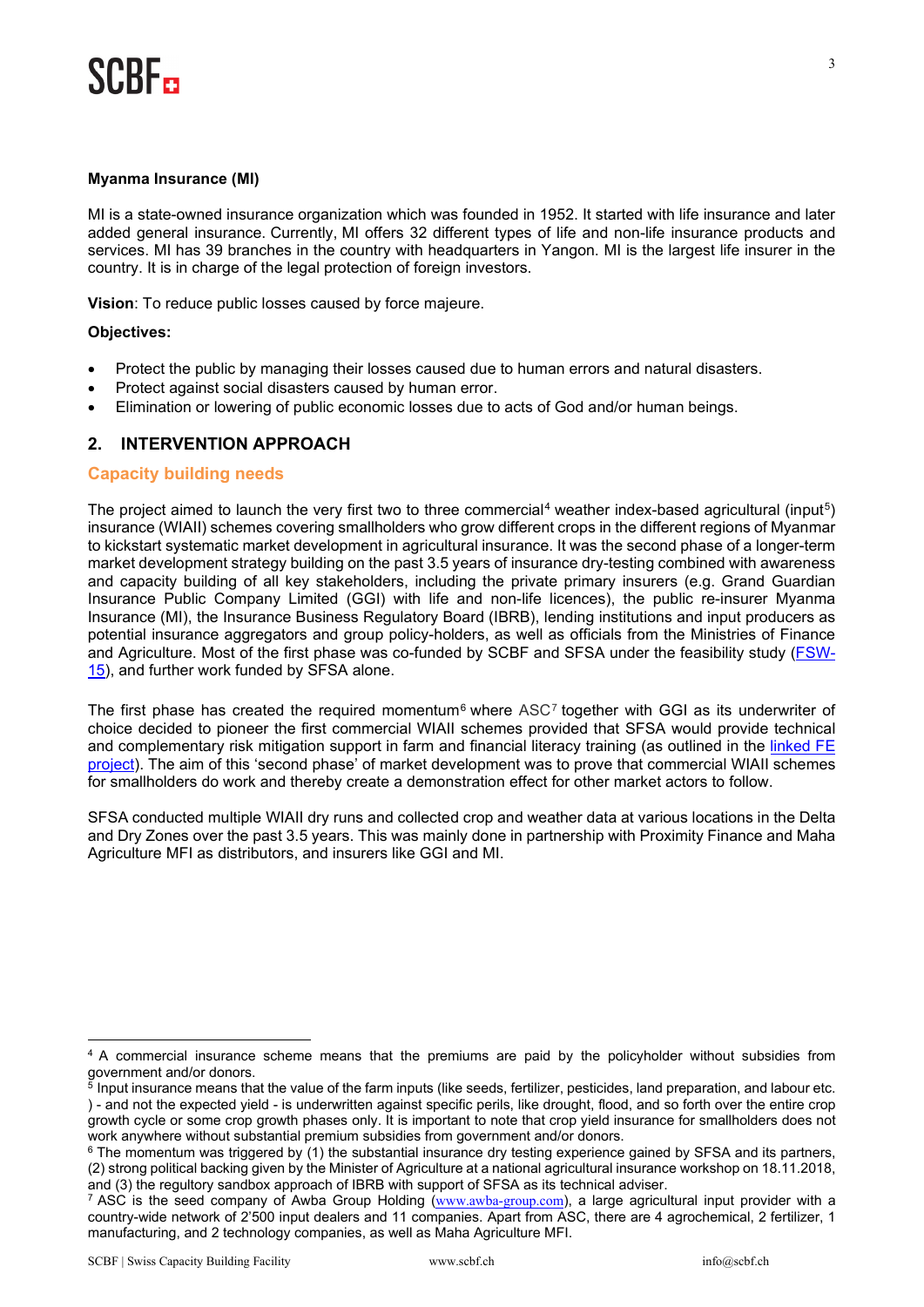**Myanma Insurance (MI)**

MI is a state-owned insurance organization which was founded in 1952. It started with life insurance and later added general insurance. Currently, MI offers 32 different types of life and non-life insurance products and services. MI has 39 branches in the country with headquarters in Yangon. MI is the largest life insurer in the country. It is in charge of the legal protection of foreign investors.

**Vision**: To reduce public losses caused by force majeure.

**Objectives:**

- Protect the public by managing their losses caused due to human errors and natural disasters.
- Protect against social disasters caused by human error.
- Elimination or lowering of public economic losses due to acts of God and/or human beings.

## 2. INTERVENTION APPROACH

### Capacity building needs

The project aimed to launch the very first two to three commercial[4] weather index-based agricultural (input[5]) insurance (WIAII) schemes covering smallholders who grow different crops in the different regions of Myanmar to kickstart systematic market development in agricultural insurance. It was the second phase of a longer-term market development strategy building on the past 3.5 years of insurance dry-testing combined with awareness and capacity building of all key stakeholders, including the private primary insurers (e.g. Grand Guardian Insurance Public Company Limited (GGI) with life and non-life licences), the public re-insurer Myanma Insurance (MI), the Insurance Business Regulatory Board (IBRB), lending institutions and input producers as potential insurance aggregators and group policy-holders, as well as officials from the Ministries of Finance and Agriculture. Most of the first phase was co-funded by SCBF and SFSA under the feasibility study (FSW-15), and further work funded by SFSA alone.

The first phase has created the required momentum[6] where ASC[7] together with GGI as its underwriter of choice decided to pioneer the first commercial WIAII schemes provided that SFSA would provide technical and complementary risk mitigation support in farm and financial literacy training (as outlined in the linked FE project). The aim of this 'second phase' of market development was to prove that commercial WIAII schemes for smallholders do work and thereby create a demonstration effect for other market actors to follow.

SFSA conducted multiple WIAII dry runs and collected crop and weather data at various locations in the Delta and Dry Zones over the past 3.5 years. This was mainly done in partnership with Proximity Finance and Maha Agriculture MFI as distributors, and insurers like GGI and MI.

---

[4] A commercial insurance scheme means that the premiums are paid by the policyholder without subsidies from government and/or donors.

[5] Input insurance means that the value of the farm inputs (like seeds, fertilizer, pesticides, land preparation, and labour etc. ) - and not the expected yield - is underwritten against specific perils, like drought, flood, and so forth over the entire crop growth cycle or some crop growth phases only. It is important to note that crop yield insurance for smallholders does not work anywhere without substantial premium subsidies from government and/or donors.

[6] The momentum was triggered by (1) the substantial insurance dry testing experience gained by SFSA and its partners, (2) strong political backing given by the Minister of Agriculture at a national agricultural insurance workshop on 18.11.2018, and (3) the regultory sandbox approach of IBRB with support of SFSA as its technical adviser.

[7] ASC is the seed company of Awba Group Holding (www.awba-group.com), a large agricultural input provider with a country-wide network of 2'500 input dealers and 11 companies. Apart from ASC, there are 4 agrochemical, 2 fertilizer, 1 manufacturing, and 2 technology companies, as well as Maha Agriculture MFI.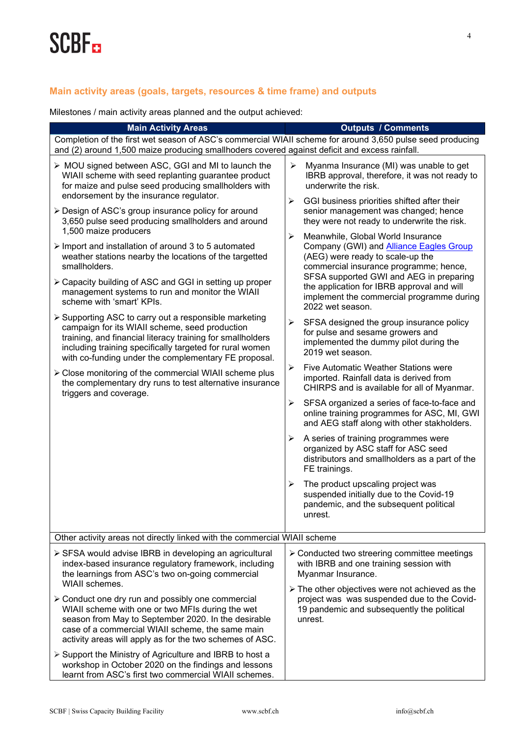## Main activity areas (goals, targets, resources & time frame) and outputs

Milestones / main activity areas planned and the output achieved:

| Main Activity Areas | Outputs / Comments |
|---|---|
| Completion of the first wet season of ASC's commercial WIAII scheme for around 3,650 pulse seed producing and (2) around 1,500 maize producing smallhoders covered against deficit and excess rainfall. | |
| ➢ MOU signed between ASC, GGI and MI to launch the WIAII scheme with seed replanting guarantee product for maize and pulse seed producing smallholders with endorsement by the insurance regulator.<br>➢ Design of ASC's group insurance policy for around 3,650 pulse seed producing smallholders and around 1,500 maize producers<br>➢ Import and installation of around 3 to 5 automated weather stations nearby the locations of the targetted smallholders.<br>➢ Capacity building of ASC and GGI in setting up proper management systems to run and monitor the WIAII scheme with 'smart' KPIs.<br>➢ Supporting ASC to carry out a responsible marketing campaign for its WIAII scheme, seed production training, and financial literacy training for smallholders including training specifically targeted for rural women with co-funding under the complementary FE proposal.<br>➢ Close monitoring of the commercial WIAII scheme plus the complementary dry runs to test alternative insurance triggers and coverage. | ➢ Myanma Insurance (MI) was unable to get IBRB approval, therefore, it was not ready to underwrite the risk.<br>➢ GGI business priorities shifted after their senior management was changed; hence they were not ready to underwrite the risk.<br>➢ Meanwhile, Global World Insurance Company (GWI) and Alliance Eagles Group (AEG) were ready to scale-up the commercial insurance programme; hence, SFSA supported GWI and AEG in preparing the application for IBRB approval and will implement the commercial programme during 2022 wet season.<br>➢ SFSA designed the group insurance policy for pulse and sesame growers and implemented the dummy pilot during the 2019 wet season.<br>➢ Five Automatic Weather Stations were imported. Rainfall data is derived from CHIRPS and is available for all of Myanmar.<br>➢ SFSA organized a series of face-to-face and online training programmes for ASC, MI, GWI and AEG staff along with other stakholders.<br>➢ A series of training programmes were organized by ASC staff for ASC seed distributors and smallholders as a part of the FE trainings.<br>➢ The product upscaling project was suspended initially due to the Covid-19 pandemic, and the subsequent political unrest. |
| Other activity areas not directly linked with the commercial WIAII scheme | |
| ➢ SFSA would advise IBRB in developing an agricultural index-based insurance regulatory framework, including the learnings from ASC's two on-going commercial WIAII schemes.<br>➢ Conduct one dry run and possibly one commercial WIAII scheme with one or two MFIs during the wet season from May to September 2020. In the desirable case of a commercial WIAII scheme, the same main activity areas will apply as for the two schemes of ASC.<br>➢ Support the Ministry of Agriculture and IBRB to host a workshop in October 2020 on the findings and lessons learnt from ASC's first two commercial WIAII schemes. | ➢ Conducted two streering committee meetings with IBRB and one training session with Myanmar Insurance.<br>➢ The other objectives were not achieved as the project was was suspended due to the Covid-19 pandemic and subsequently the political unrest. |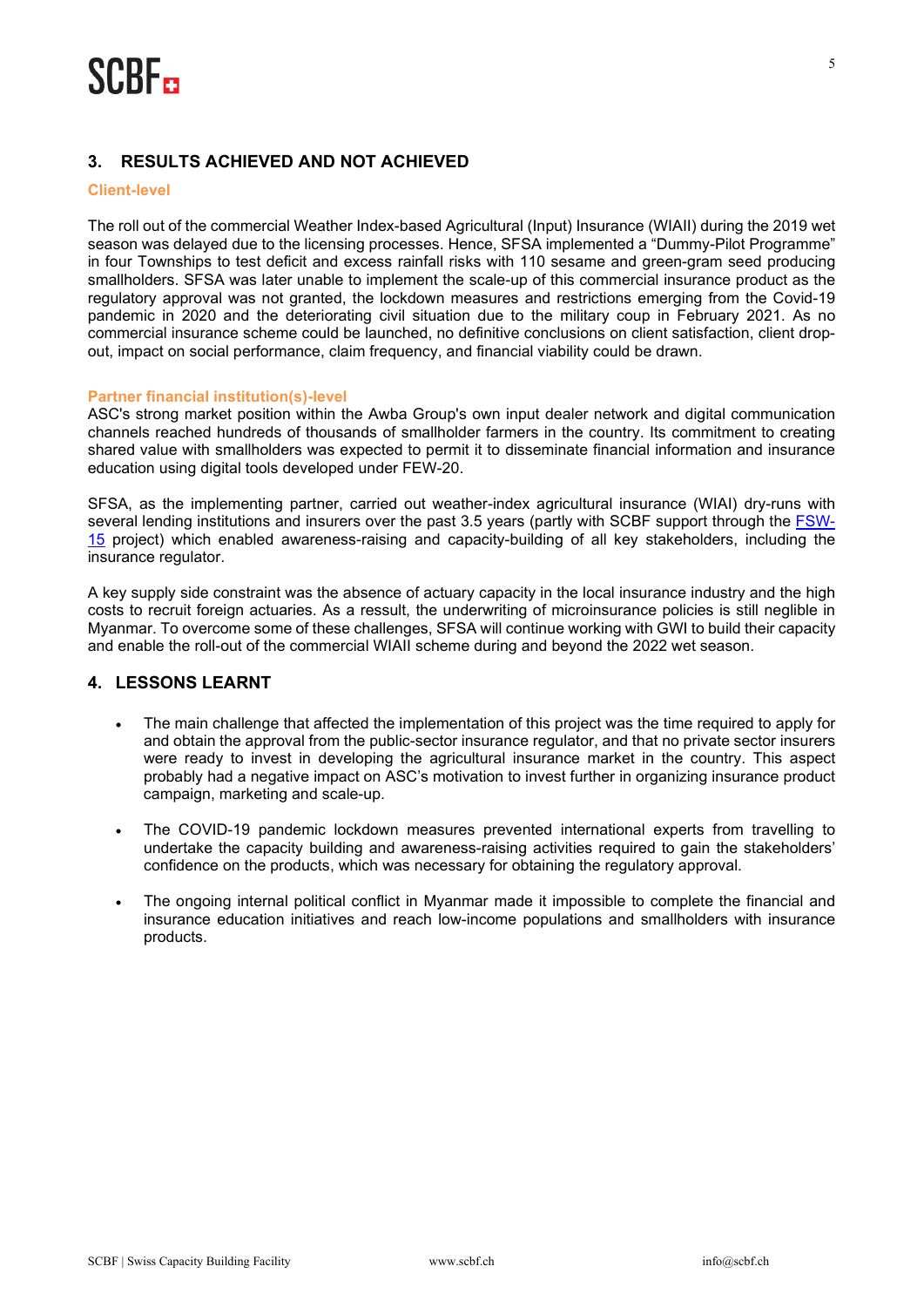## 3. RESULTS ACHIEVED AND NOT ACHIEVED

### Client-level

The roll out of the commercial Weather Index-based Agricultural (Input) Insurance (WIAII) during the 2019 wet season was delayed due to the licensing processes. Hence, SFSA implemented a "Dummy-Pilot Programme" in four Townships to test deficit and excess rainfall risks with 110 sesame and green-gram seed producing smallholders. SFSA was later unable to implement the scale-up of this commercial insurance product as the regulatory approval was not granted, the lockdown measures and restrictions emerging from the Covid-19 pandemic in 2020 and the deteriorating civil situation due to the military coup in February 2021. As no commercial insurance scheme could be launched, no definitive conclusions on client satisfaction, client drop-out, impact on social performance, claim frequency, and financial viability could be drawn.

### Partner financial institution(s)-level

ASC's strong market position within the Awba Group's own input dealer network and digital communication channels reached hundreds of thousands of smallholder farmers in the country. Its commitment to creating shared value with smallholders was expected to permit it to disseminate financial information and insurance education using digital tools developed under FEW-20.

SFSA, as the implementing partner, carried out weather-index agricultural insurance (WIAI) dry-runs with several lending institutions and insurers over the past 3.5 years (partly with SCBF support through the FSW-15 project) which enabled awareness-raising and capacity-building of all key stakeholders, including the insurance regulator.

A key supply side constraint was the absence of actuary capacity in the local insurance industry and the high costs to recruit foreign actuaries. As a ressult, the underwriting of microinsurance policies is still neglible in Myanmar. To overcome some of these challenges, SFSA will continue working with GWI to build their capacity and enable the roll-out of the commercial WIAII scheme during and beyond the 2022 wet season.

## 4. LESSONS LEARNT

- The main challenge that affected the implementation of this project was the time required to apply for and obtain the approval from the public-sector insurance regulator, and that no private sector insurers were ready to invest in developing the agricultural insurance market in the country. This aspect probably had a negative impact on ASC's motivation to invest further in organizing insurance product campaign, marketing and scale-up.
- The COVID-19 pandemic lockdown measures prevented international experts from travelling to undertake the capacity building and awareness-raising activities required to gain the stakeholders' confidence on the products, which was necessary for obtaining the regulatory approval.
- The ongoing internal political conflict in Myanmar made it impossible to complete the financial and insurance education initiatives and reach low-income populations and smallholders with insurance products.